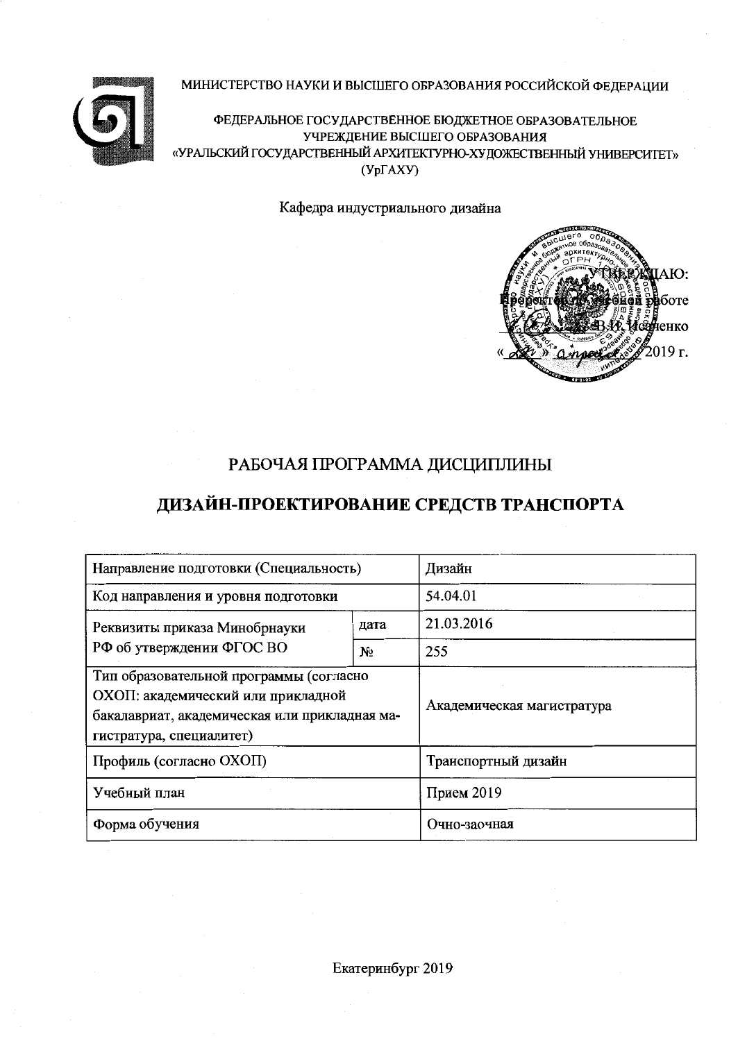МИНИСТЕРСТВО НАУКИ И ВЫСШЕГО ОБРАЗОВАНИЯ РОССИЙСКОЙ ФЕДЕРАЦИИ

ФЕДЕРАЛЬНОЕ ГОСУДАРСТВЕННОЕ БЮДЖЕТНОЕ ОБРАЗОВАТЕЛЬНОЕ УЧРЕЖДЕНИЕ ВЫСШЕГО ОБРАЗОВАНИЯ
«УРАЛЬСКИЙ ГОСУДАРСТВЕННЫЙ АРХИТЕКТУРНО-ХУДОЖЕСТВЕННЫЙ УНИВЕРСИТЕТ»
(УрГАХУ)

Кафедра индустриального дизайна

УТВЕРЖДАЮ:
Проректор по учебной работе
_______ В.И. Исаченко
« ___ » апреля 2019 г.

# РАБОЧАЯ ПРОГРАММА ДИСЦИПЛИНЫ

# ДИЗАЙН-ПРОЕКТИРОВАНИЕ СРЕДСТВ ТРАНСПОРТА

| Направление подготовки (Специальность) | | Дизайн |
|---|---|---|
| Код направления и уровня подготовки | | 54.04.01 |
| Реквизиты приказа Минобрнауки РФ об утверждении ФГОС ВО | дата | 21.03.2016 |
| | № | 255 |
| Тип образовательной программы (согласно ОХОП: академический или прикладной бакалавриат, академическая или прикладная магистратура, специалитет) | | Академическая магистратура |
| Профиль (согласно ОХОП) | | Транспортный дизайн |
| Учебный план | | Прием 2019 |
| Форма обучения | | Очно-заочная |

Екатеринбург 2019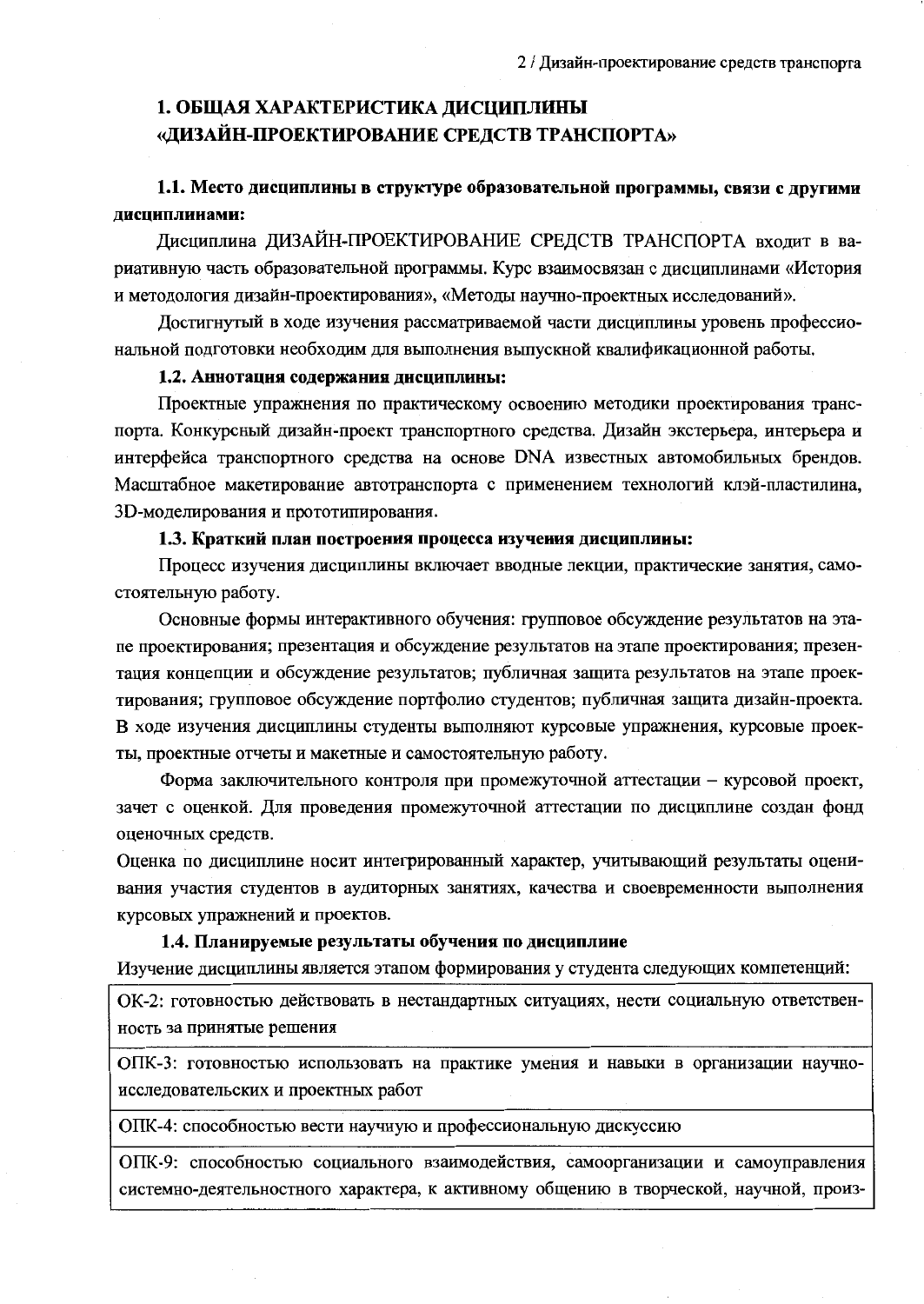# 1. ОБЩАЯ ХАРАКТЕРИСТИКА ДИСЦИПЛИНЫ «ДИЗАЙН-ПРОЕКТИРОВАНИЕ СРЕДСТВ ТРАНСПОРТА»

### 1.1. Место дисциплины в структуре образовательной программы, связи с другими дисциплинами:

Дисциплина ДИЗАЙН-ПРОЕКТИРОВАНИЕ СРЕДСТВ ТРАНСПОРТА входит в вариативную часть образовательной программы. Курс взаимосвязан с дисциплинами «История и методология дизайн-проектирования», «Методы научно-проектных исследований».

Достигнутый в ходе изучения рассматриваемой части дисциплины уровень профессиональной подготовки необходим для выполнения выпускной квалификационной работы.

### 1.2. Аннотация содержания дисциплины:

Проектные упражнения по практическому освоению методики проектирования транспорта. Конкурсный дизайн-проект транспортного средства. Дизайн экстерьера, интерьера и интерфейса транспортного средства на основе DNA известных автомобильных брендов. Масштабное макетирование автотранспорта с применением технологий клэй-пластилина, 3D-моделирования и прототипирования.

### 1.3. Краткий план построения процесса изучения дисциплины:

Процесс изучения дисциплины включает вводные лекции, практические занятия, самостоятельную работу.

Основные формы интерактивного обучения: групповое обсуждение результатов на этапе проектирования; презентация и обсуждение результатов на этапе проектирования; презентация концепции и обсуждение результатов; публичная защита результатов на этапе проектирования; групповое обсуждение портфолио студентов; публичная защита дизайн-проекта. В ходе изучения дисциплины студенты выполняют курсовые упражнения, курсовые проекты, проектные отчеты и макетные и самостоятельную работу.

Форма заключительного контроля при промежуточной аттестации – курсовой проект, зачет с оценкой. Для проведения промежуточной аттестации по дисциплине создан фонд оценочных средств.

Оценка по дисциплине носит интегрированный характер, учитывающий результаты оценивания участия студентов в аудиторных занятиях, качества и своевременности выполнения курсовых упражнений и проектов.

### 1.4. Планируемые результаты обучения по дисциплине

Изучение дисциплины является этапом формирования у студента следующих компетенций:

| |
|---|
| ОК-2: готовностью действовать в нестандартных ситуациях, нести социальную ответственность за принятые решения |
| ОПК-3: готовностью использовать на практике умения и навыки в организации научно-исследовательских и проектных работ |
| ОПК-4: способностью вести научную и профессиональную дискуссию |
| ОПК-9: способностью социального взаимодействия, самоорганизации и самоуправления системно-деятельностного характера, к активному общению в творческой, научной, произ- |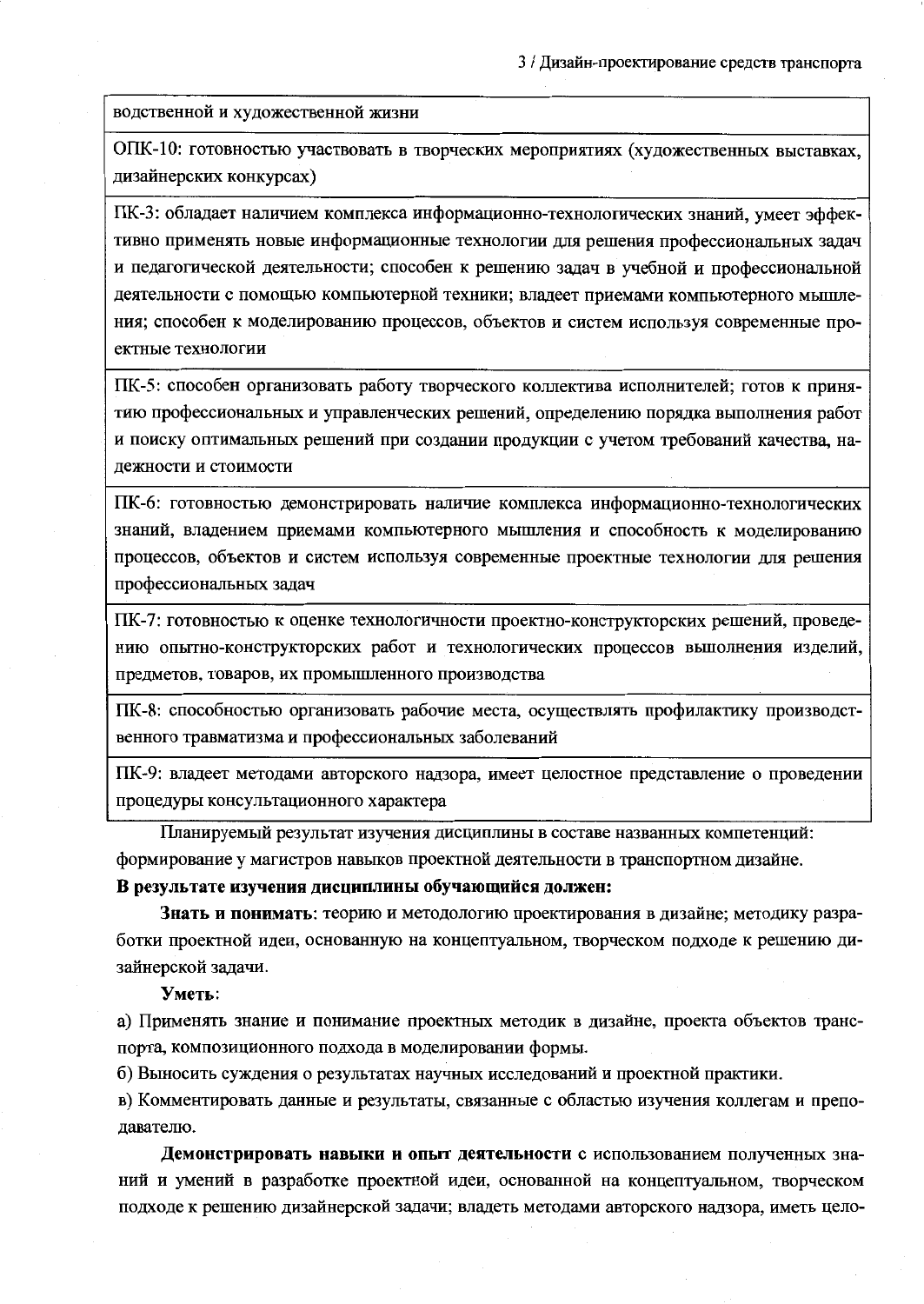| водственной и художественной жизни |
|---|
| ОПК-10: готовностью участвовать в творческих мероприятиях (художественных выставках, дизайнерских конкурсах) |
| ПК-3: обладает наличием комплекса информационно-технологических знаний, умеет эффективно применять новые информационные технологии для решения профессиональных задач и педагогической деятельности; способен к решению задач в учебной и профессиональной деятельности с помощью компьютерной техники; владеет приемами компьютерного мышления; способен к моделированию процессов, объектов и систем используя современные проектные технологии |
| ПК-5: способен организовать работу творческого коллектива исполнителей; готов к принятию профессиональных и управленческих решений, определению порядка выполнения работ и поиску оптимальных решений при создании продукции с учетом требований качества, надежности и стоимости |
| ПК-6: готовностью демонстрировать наличие комплекса информационно-технологических знаний, владением приемами компьютерного мышления и способность к моделированию процессов, объектов и систем используя современные проектные технологии для решения профессиональных задач |
| ПК-7: готовностью к оценке технологичности проектно-конструкторских решений, проведению опытно-конструкторских работ и технологических процессов выполнения изделий, предметов, товаров, их промышленного производства |
| ПК-8: способностью организовать рабочие места, осуществлять профилактику производственного травматизма и профессиональных заболеваний |
| ПК-9: владеет методами авторского надзора, имеет целостное представление о проведении процедуры консультационного характера |

Планируемый результат изучения дисциплины в составе названных компетенций: формирование у магистров навыков проектной деятельности в транспортном дизайне.

**В результате изучения дисциплины обучающийся должен:**

**Знать и понимать**: теорию и методологию проектирования в дизайне; методику разработки проектной идеи, основанную на концептуальном, творческом подходе к решению дизайнерской задачи.

**Уметь**:

а) Применять знание и понимание проектных методик в дизайне, проекта объектов транспорта, композиционного подхода в моделировании формы.

б) Выносить суждения о результатах научных исследований и проектной практики.

в) Комментировать данные и результаты, связанные с областью изучения коллегам и преподавателю.

**Демонстрировать навыки и опыт деятельности** с использованием полученных знаний и умений в разработке проектной идеи, основанной на концептуальном, творческом подходе к решению дизайнерской задачи; владеть методами авторского надзора, иметь цело-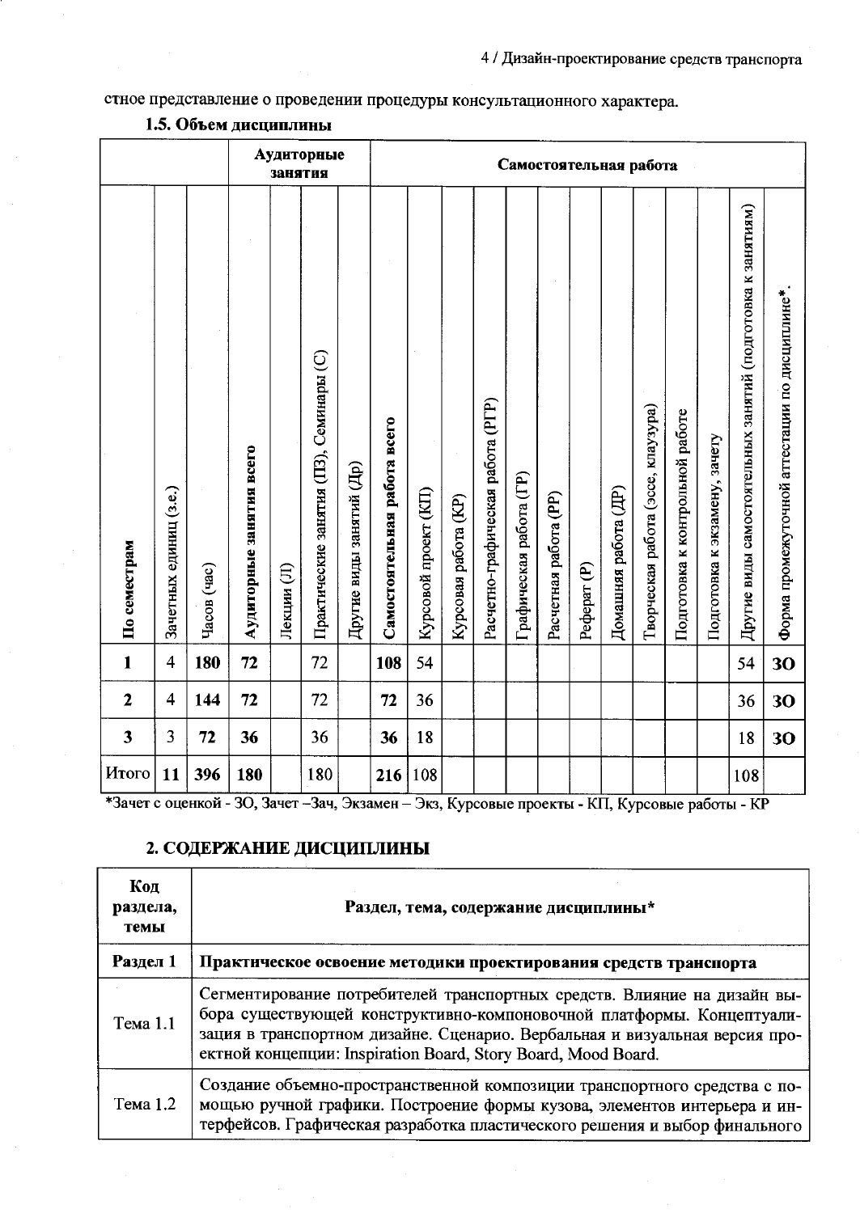стное представление о проведении процедуры консультационного характера.

### 1.5. Объем дисциплины

| | | | Аудиторные занятия | | | | Самостоятельная работа | | | | | | | | | | | | | |
|---|---|---|---|---|---|---|---|---|---|---|---|---|---|---|---|---|---|---|---|---|
| По семестрам | Зачетных единиц (з.е.) | Часов (час) | Аудиторные занятия всего | Лекции (Л) | Практические занятия (ПЗ), Семинары (С) | Другие виды занятий (Др) | Самостоятельная работа всего | Курсовой проект (КП) | Курсовая работа (КР) | Расчетно-графическая работа (РГР) | Графическая работа (ГР) | Расчетная работа (РР) | Реферат (Р) | Домашняя работа (ДР) | Творческая работа (эссе, клаузура) | Подготовка к контрольной работе | Подготовка к экзамену, зачету | Другие виды самостоятельных занятий (подготовка к занятиям) | Форма промежуточной аттестации по дисциплине* |
| **1** | 4 | **180** | **72** | | 72 | | **108** | 54 | | | | | | | | | | 54 | **ЗО** |
| **2** | 4 | **144** | **72** | | 72 | | **72** | 36 | | | | | | | | | | 36 | **ЗО** |
| **3** | 3 | **72** | **36** | | 36 | | **36** | 18 | | | | | | | | | | 18 | **ЗО** |
| Итого | **11** | **396** | **180** | | 180 | | **216** | 108 | | | | | | | | | | 108 | |

*Зачет с оценкой - ЗО, Зачет –Зач, Экзамен – Экз, Курсовые проекты - КП, Курсовые работы - КР

## 2. СОДЕРЖАНИЕ ДИСЦИПЛИНЫ

| Код раздела, темы | Раздел, тема, содержание дисциплины* |
|---|---|
| **Раздел 1** | **Практическое освоение методики проектирования средств транспорта** |
| Тема 1.1 | Сегментирование потребителей транспортных средств. Влияние на дизайн выбора существующей конструктивно-компоновочной платформы. Концептуализация в транспортном дизайне. Сценарио. Вербальная и визуальная версия проектной концепции: Inspiration Board, Story Board, Mood Board. |
| Тема 1.2 | Создание объемно-пространственной композиции транспортного средства с помощью ручной графики. Построение формы кузова, элементов интерьера и интерфейсов. Графическая разработка пластического решения и выбор финального |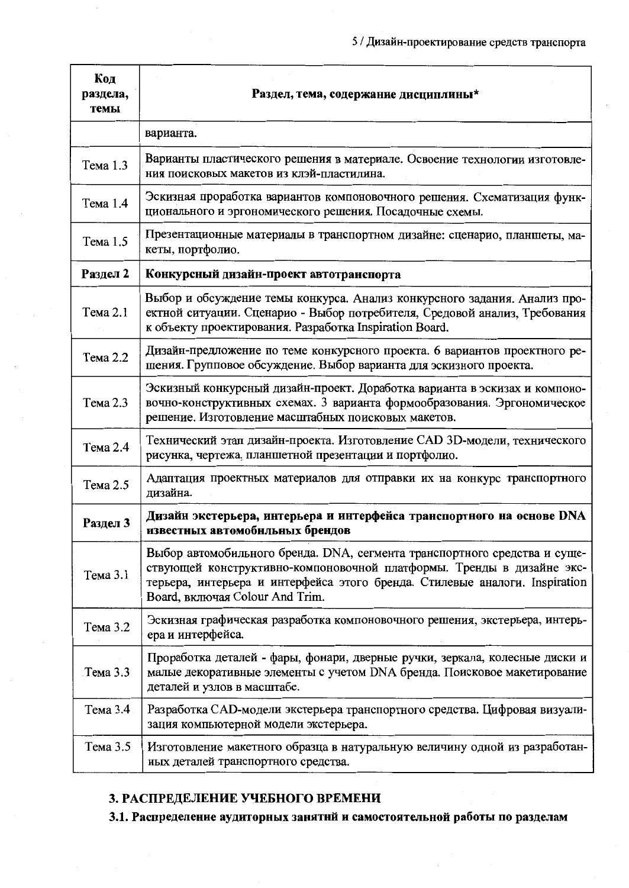| Код раздела, темы | Раздел, тема, содержание дисциплины* |
|---|---|
| | варианта. |
| Тема 1.3 | Варианты пластического решения в материале. Освоение технологии изготовления поисковых макетов из клэй-пластилина. |
| Тема 1.4 | Эскизная проработка вариантов компоновочного решения. Схематизация функционального и эргономического решения. Посадочные схемы. |
| Тема 1.5 | Презентационные материалы в транспортном дизайне: сценарио, планшеты, макеты, портфолио. |
| **Раздел 2** | **Конкурсный дизайн-проект автотранспорта** |
| Тема 2.1 | Выбор и обсуждение темы конкурса. Анализ конкурсного задания. Анализ проектной ситуации. Сценарио - Выбор потребителя, Средовой анализ, Требования к объекту проектирования. Разработка Inspiration Board. |
| Тема 2.2 | Дизайн-предложение по теме конкурсного проекта. 6 вариантов проектного решения. Групповое обсуждение. Выбор варианта для эскизного проекта. |
| Тема 2.3 | Эскизный конкурсный дизайн-проект. Доработка варианта в эскизах и компоновочно-конструктивных схемах. 3 варианта формообразования. Эргономическое решение. Изготовление масштабных поисковых макетов. |
| Тема 2.4 | Технический этап дизайн-проекта. Изготовление CAD 3D-модели, технического рисунка, чертежа, планшетной презентации и портфолио. |
| Тема 2.5 | Адаптация проектных материалов для отправки их на конкурс транспортного дизайна. |
| **Раздел 3** | **Дизайн экстерьера, интерьера и интерфейса транспортного на основе DNA известных автомобильных брендов** |
| Тема 3.1 | Выбор автомобильного бренда. DNA, сегмента транспортного средства и существующей конструктивно-компоновочной платформы. Тренды в дизайне экстерьера, интерьера и интерфейса этого бренда. Стилевые аналоги. Inspiration Board, включая Colour And Trim. |
| Тема 3.2 | Эскизная графическая разработка компоновочного решения, экстерьера, интерьера и интерфейса. |
| Тема 3.3 | Проработка деталей - фары, фонари, дверные ручки, зеркала, колесные диски и малые декоративные элементы с учетом DNA бренда. Поисковое макетирование деталей и узлов в масштабе. |
| Тема 3.4 | Разработка CAD-модели экстерьера транспортного средства. Цифровая визуализация компьютерной модели экстерьера. |
| Тема 3.5 | Изготовление макетного образца в натуральную величину одной из разработанных деталей транспортного средства. |

## 3. РАСПРЕДЕЛЕНИЕ УЧЕБНОГО ВРЕМЕНИ

### 3.1. Распределение аудиторных занятий и самостоятельной работы по разделам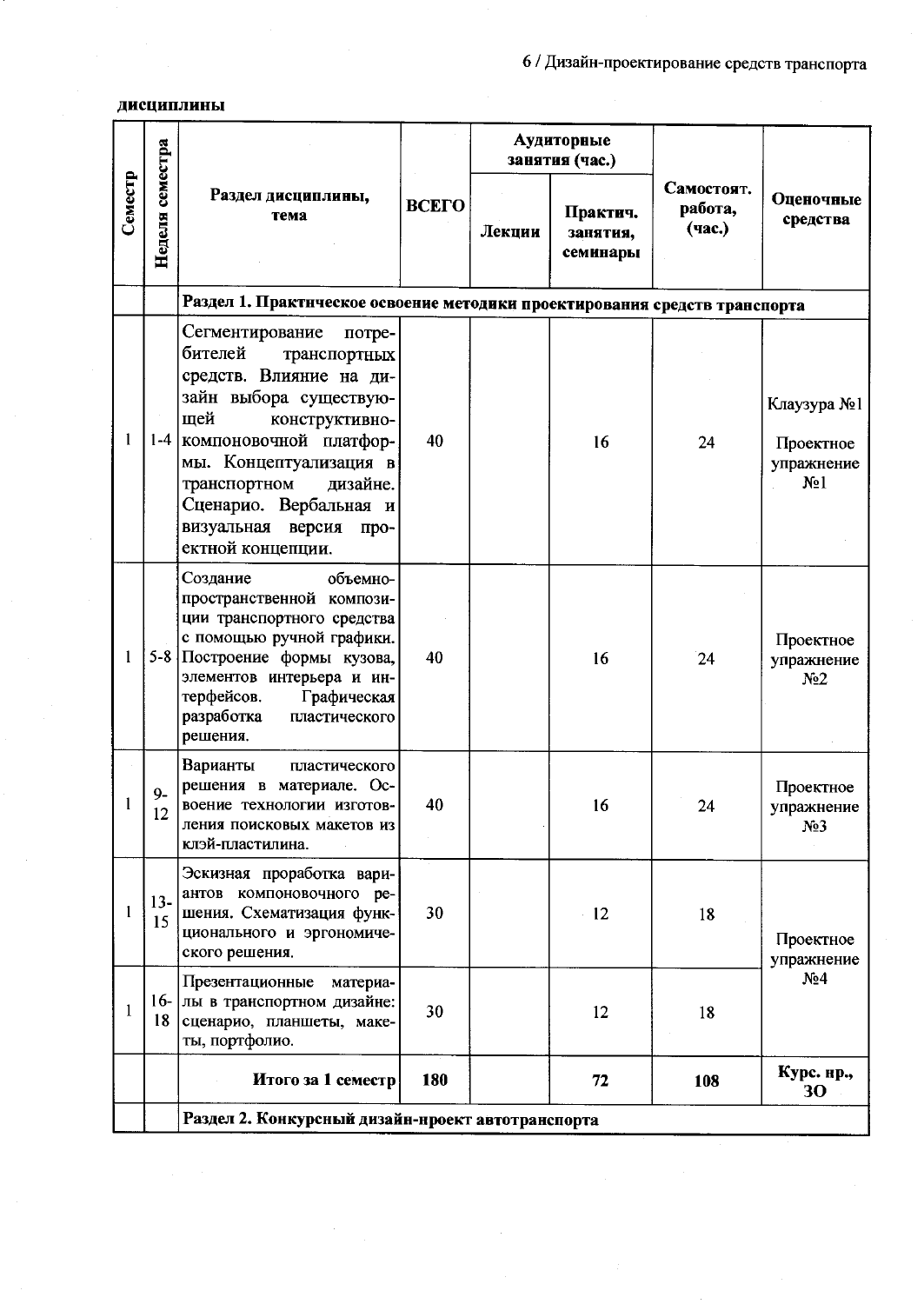**дисциплины**

| Семестр | Неделя семестра | Раздел дисциплины, тема | ВСЕГО | Аудиторные занятия (час.) | | Самостоят. работа, (час.) | Оценочные средства |
|---|---|---|---|---|---|---|---|
| | | | | Лекции | Практич. занятия, семинары | | |
| | | **Раздел 1. Практическое освоение методики проектирования средств транспорта** | | | | | |
| 1 | 1-4 | Сегментирование потребителей транспортных средств. Влияние на дизайн выбора существующей конструктивно-компоновочной платформы. Концептуализация в транспортном дизайне. Сценарио. Вербальная и визуальная версия проектной концепции. | 40 | | 16 | 24 | Клаузура №1 Проектное упражнение №1 |
| 1 | 5-8 | Создание объемно-пространственной композиции транспортного средства с помощью ручной графики. Построение формы кузова, элементов интерьера и интерфейсов. Графическая разработка пластического решения. | 40 | | 16 | 24 | Проектное упражнение №2 |
| 1 | 9-12 | Варианты пластического решения в материале. Освоение технологии изготовления поисковых макетов из клэй-пластилина. | 40 | | 16 | 24 | Проектное упражнение №3 |
| 1 | 13-15 | Эскизная проработка вариантов компоновочного решения. Схематизация функционального и эргономического решения. | 30 | | 12 | 18 | Проектное упражнение №4 |
| 1 | 16-18 | Презентационные материалы в транспортном дизайне: сценарио, планшеты, макеты, портфолио. | 30 | | 12 | 18 | |
| | | **Итого за 1 семестр** | **180** | | **72** | **108** | **Курс. пр., ЗО** |
| | | **Раздел 2. Конкурсный дизайн-проект автотранспорта** | | | | | |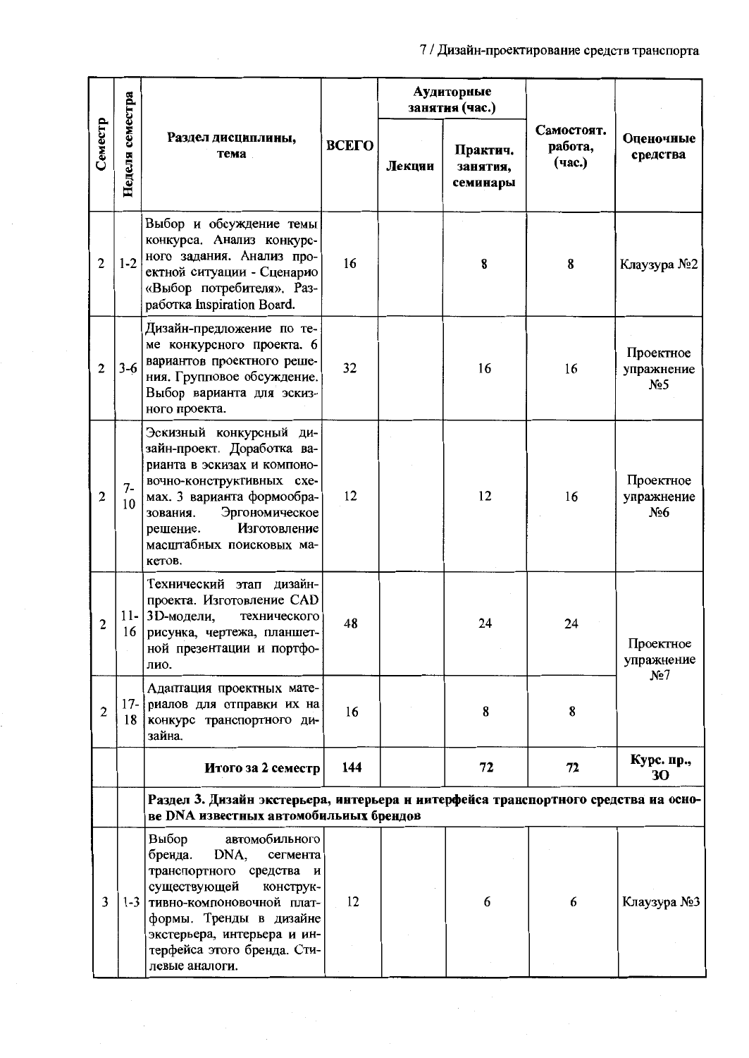| Семестр | Неделя семестра | Раздел дисциплины, тема | ВСЕГО | Аудиторные занятия (час.) | | Самостоят. работа, (час.) | Оценочные средства |
|---|---|---|---|---|---|---|---|
| | | | | Лекции | Практич. занятия, семинары | | |
| 2 | 1-2 | Выбор и обсуждение темы конкурса. Анализ конкурсного задания. Анализ проектной ситуации - Сценарио «Выбор потребителя». Разработка Inspiration Board. | 16 | | 8 | 8 | Клаузура №2 |
| 2 | 3-6 | Дизайн-предложение по теме конкурсного проекта. 6 вариантов проектного решения. Групповое обсуждение. Выбор варианта для эскизного проекта. | 32 | | 16 | 16 | Проектное упражнение №5 |
| 2 | 7-10 | Эскизный конкурсный дизайн-проект. Доработка варианта в эскизах и компоновочно-конструктивных схемах. 3 варианта формообразования. Эргономическое решение. Изготовление масштабных поисковых макетов. | 12 | | 12 | 16 | Проектное упражнение №6 |
| 2 | 11-16 | Технический этап дизайн-проекта. Изготовление CAD 3D-модели, технического рисунка, чертежа, планшетной презентации и портфолио. | 48 | | 24 | 24 | Проектное упражнение №7 |
| 2 | 17-18 | Адаптация проектных материалов для отправки их на конкурс транспортного дизайна. | 16 | | 8 | 8 | |
| | | **Итого за 2 семестр** | **144** | | **72** | **72** | **Курс. пр., ЗО** |
| | | **Раздел 3. Дизайн экстерьера, интерьера и интерфейса транспортного средства на основе DNA известных автомобильных брендов** | | | | | |
| 3 | 1-3 | Выбор автомобильного бренда. DNA, сегмента транспортного средства и существующей конструктивно-компоновочной платформы. Тренды в дизайне экстерьера, интерьера и интерфейса этого бренда. Стилевые аналоги. | 12 | | 6 | 6 | Клаузура №3 |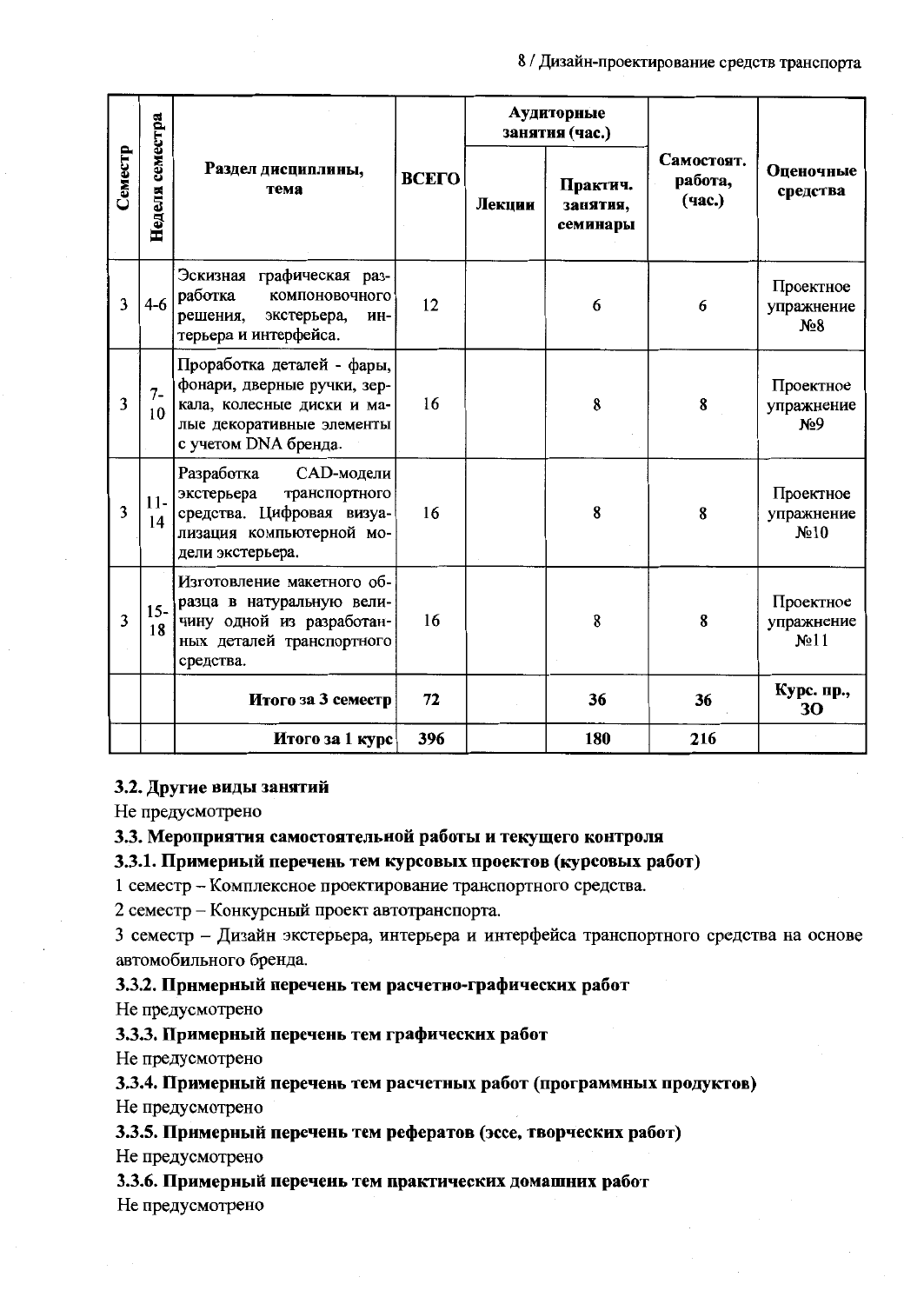| Семестр | Неделя семестра | Раздел дисциплины, тема | ВСЕГО | Аудиторные занятия (час.) | | Самостоят. работа, (час.) | Оценочные средства |
|---|---|---|---|---|---|---|---|
| | | | | Лекции | Практич. занятия, семинары | | |
| 3 | 4-6 | Эскизная графическая разработка компоновочного решения, экстерьера, интерьера и интерфейса. | 12 | | 6 | 6 | Проектное упражнение №8 |
| 3 | 7-10 | Проработка деталей - фары, фонари, дверные ручки, зеркала, колесные диски и малые декоративные элементы с учетом DNA бренда. | 16 | | 8 | 8 | Проектное упражнение №9 |
| 3 | 11-14 | Разработка CAD-модели экстерьера транспортного средства. Цифровая визуализация компьютерной модели экстерьера. | 16 | | 8 | 8 | Проектное упражнение №10 |
| 3 | 15-18 | Изготовление макетного образца в натуральную величину одной из разработанных деталей транспортного средства. | 16 | | 8 | 8 | Проектное упражнение №11 |
| | | **Итого за 3 семестр** | **72** | | **36** | **36** | **Курс. пр., ЗО** |
| | | **Итого за 1 курс** | **396** | | **180** | **216** | |

### 3.2. Другие виды занятий

Не предусмотрено

### 3.3. Мероприятия самостоятельной работы и текущего контроля

#### 3.3.1. Примерный перечень тем курсовых проектов (курсовых работ)

1 семестр – Комплексное проектирование транспортного средства.

2 семестр – Конкурсный проект автотранспорта.

3 семестр – Дизайн экстерьера, интерьера и интерфейса транспортного средства на основе автомобильного бренда.

#### 3.3.2. Примерный перечень тем расчетно-графических работ

Не предусмотрено

#### 3.3.3. Примерный перечень тем графических работ

Не предусмотрено

#### 3.3.4. Примерный перечень тем расчетных работ (программных продуктов)

Не предусмотрено

#### 3.3.5. Примерный перечень тем рефератов (эссе, творческих работ)

Не предусмотрено

#### 3.3.6. Примерный перечень тем практических домашних работ

Не предусмотрено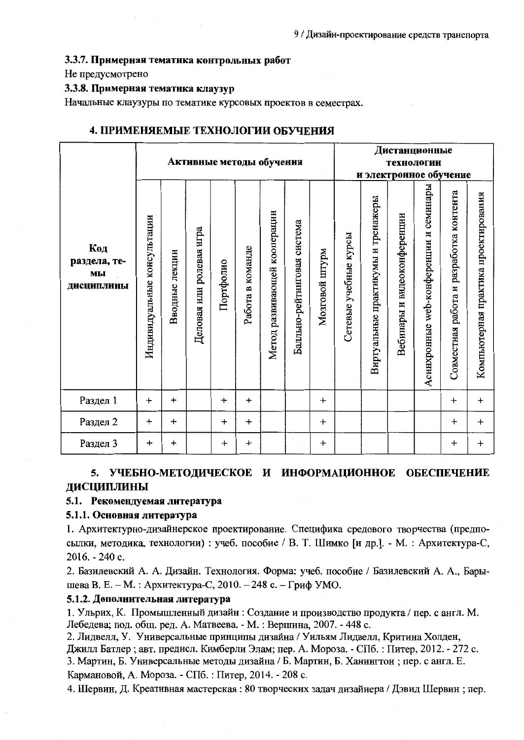### 3.3.7. Примерная тематика контрольных работ

Не предусмотрено

### 3.3.8. Примерная тематика клаузур

Начальные клаузуры по тематике курсовых проектов в семестрах.

## 4. ПРИМЕНЯЕМЫЕ ТЕХНОЛОГИИ ОБУЧЕНИЯ

| Код раздела, темы дисциплины | Активные методы обучения | | | | | | | | Дистанционные технологии и электронное обучение | | | | | |
|---|---|---|---|---|---|---|---|---|---|---|---|---|---|---|
| | Индивидуальные консультации | Вводные лекции | Деловая или ролевая игра | Портфолио | Работа в команде | Метод развивающей кооперации | Балльно-рейтинговая система | Мозговой штурм | Сетевые учебные курсы | Виртуальные практикумы и тренажеры | Вебинары и видеоконференции | Асинхронные web-конференции и семинары | Совместная работа и разработка контента | Компьютерная практика проектирования |
| Раздел 1 | + | + | | + | + | | | + | | | | | + | + |
| Раздел 2 | + | + | | + | + | | | + | | | | | + | + |
| Раздел 3 | + | + | | + | + | | | + | | | | | + | + |

## 5. УЧЕБНО-МЕТОДИЧЕСКОЕ И ИНФОРМАЦИОННОЕ ОБЕСПЕЧЕНИЕ ДИСЦИПЛИНЫ

### 5.1. Рекомендуемая литература

#### 5.1.1. Основная литература

1. Архитектурно-дизайнерское проектирование. Специфика средового творчества (предпосылки, методика, технологии) : учеб. пособие / В. Т. Шимко [и др.]. - М. : Архитектура-С, 2016. - 240 с.
2. Базилевский А. А. Дизайн. Технология. Форма: учеб. пособие / Базилевский А. А., Барышева В. Е. – М. : Архитектура-С, 2010. – 248 с. – Гриф УМО.

#### 5.1.2. Дополнительная литература

1. Ульрих, К. Промышленный дизайн : Создание и производство продукта / пер. с англ. М. Лебедева; под. общ. ред. А. Матвеева. - М. : Вершина, 2007. - 448 с.
2. Лидвелл, У. Универсальные принципы дизайна / Уильям Лидвелл, Критина Холден, Джилл Батлер ; авт. предисл. Кимберли Элам; пер. А. Мороза. - СПб. : Питер, 2012. - 272 с.
3. Мартин, Б. Универсальные методы дизайна / Б. Мартин, Б. Ханингтон ; пер. с англ. Е. Кармановой, А. Мороза. - СПб. : Питер, 2014. - 208 с.
4. Шервин, Д. Креативная мастерская : 80 творческих задач дизайнера / Дэвид Шервин ; пер.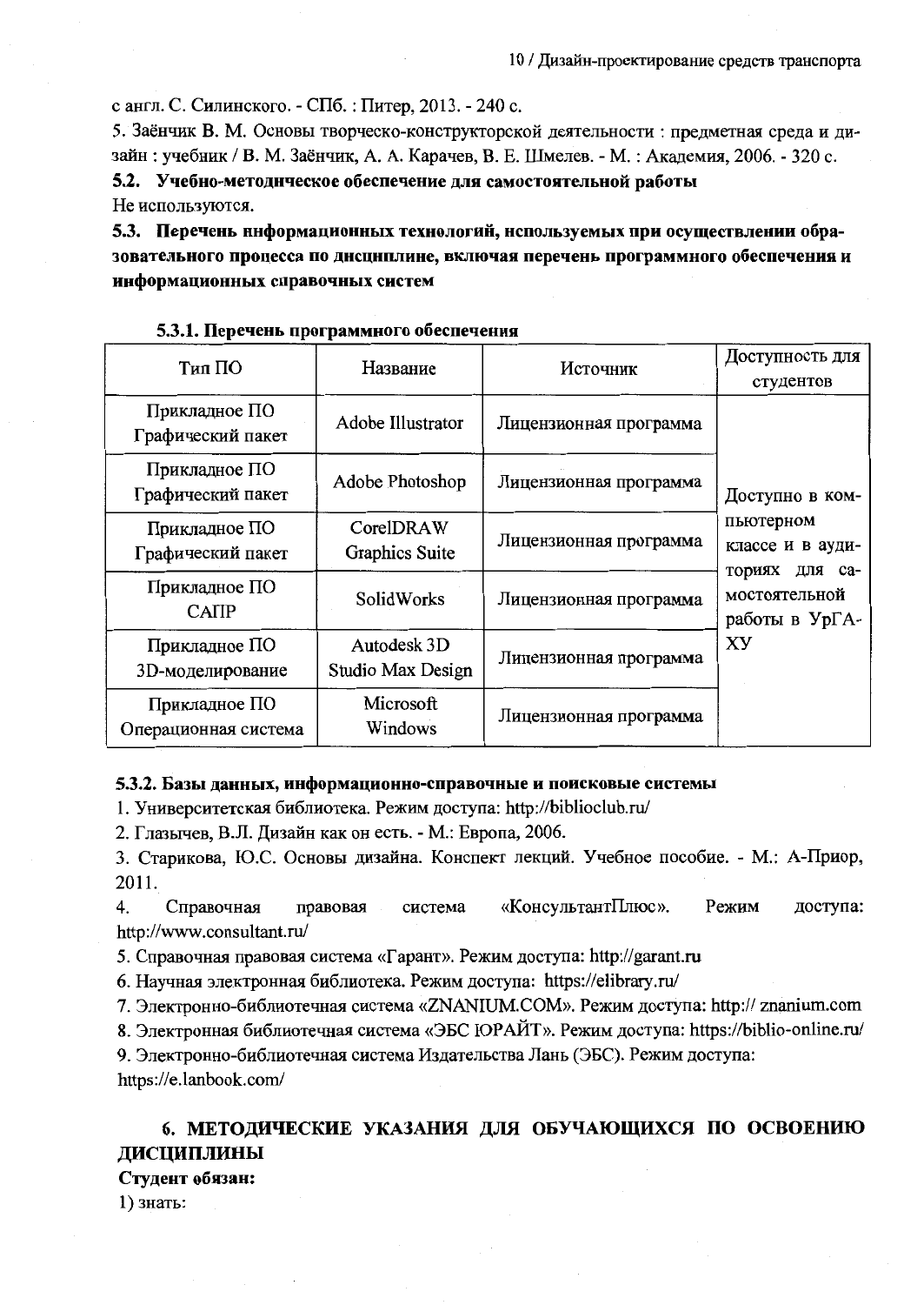с англ. С. Силинского. - СПб. : Питер, 2013. - 240 с.

5. Заёнчик В. М. Основы творческо-конструкторской деятельности : предметная среда и дизайн : учебник / В. М. Заёнчик, А. А. Карачев, В. Е. Шмелев. - М. : Академия, 2006. - 320 с.

**5.2. Учебно-методическое обеспечение для самостоятельной работы**

Не используются.

**5.3. Перечень информационных технологий, используемых при осуществлении образовательного процесса по дисциплине, включая перечень программного обеспечения и информационных справочных систем**

**5.3.1. Перечень программного обеспечения**

| Тип ПО | Название | Источник | Доступность для студентов |
|---|---|---|---|
| Прикладное ПО Графический пакет | Adobe Illustrator | Лицензионная программа | Доступно в компьютерном классе и в аудиториях для самостоятельной работы в УрГАХУ |
| Прикладное ПО Графический пакет | Adobe Photoshop | Лицензионная программа | |
| Прикладное ПО Графический пакет | CorelDRAW Graphics Suite | Лицензионная программа | |
| Прикладное ПО САПР | SolidWorks | Лицензионная программа | |
| Прикладное ПО 3D-моделирование | Autodesk 3D Studio Max Design | Лицензионная программа | |
| Прикладное ПО Операционная система | Microsoft Windows | Лицензионная программа | |

**5.3.2. Базы данных, информационно-справочные и поисковые системы**

1. Университетская библиотека. Режим доступа: http://biblioclub.ru/
2. Глазычев, В.Л. Дизайн как он есть. - М.: Европа, 2006.
3. Старикова, Ю.С. Основы дизайна. Конспект лекций. Учебное пособие. - М.: А-Приор, 2011.
4. Справочная правовая система «КонсультантПлюс». Режим доступа: http://www.consultant.ru/
5. Справочная правовая система «Гарант». Режим доступа: http://garant.ru
6. Научная электронная библиотека. Режим доступа: https://elibrary.ru/
7. Электронно-библиотечная система «ZNANIUM.COM». Режим доступа: http:// znanium.com
8. Электронная библиотечная система «ЭБС ЮРАЙТ». Режим доступа: https://biblio-online.ru/
9. Электронно-библиотечная система Издательства Лань (ЭБС). Режим доступа: https://e.lanbook.com/

## 6. МЕТОДИЧЕСКИЕ УКАЗАНИЯ ДЛЯ ОБУЧАЮЩИХСЯ ПО ОСВОЕНИЮ ДИСЦИПЛИНЫ

**Студент обязан:**

1) знать: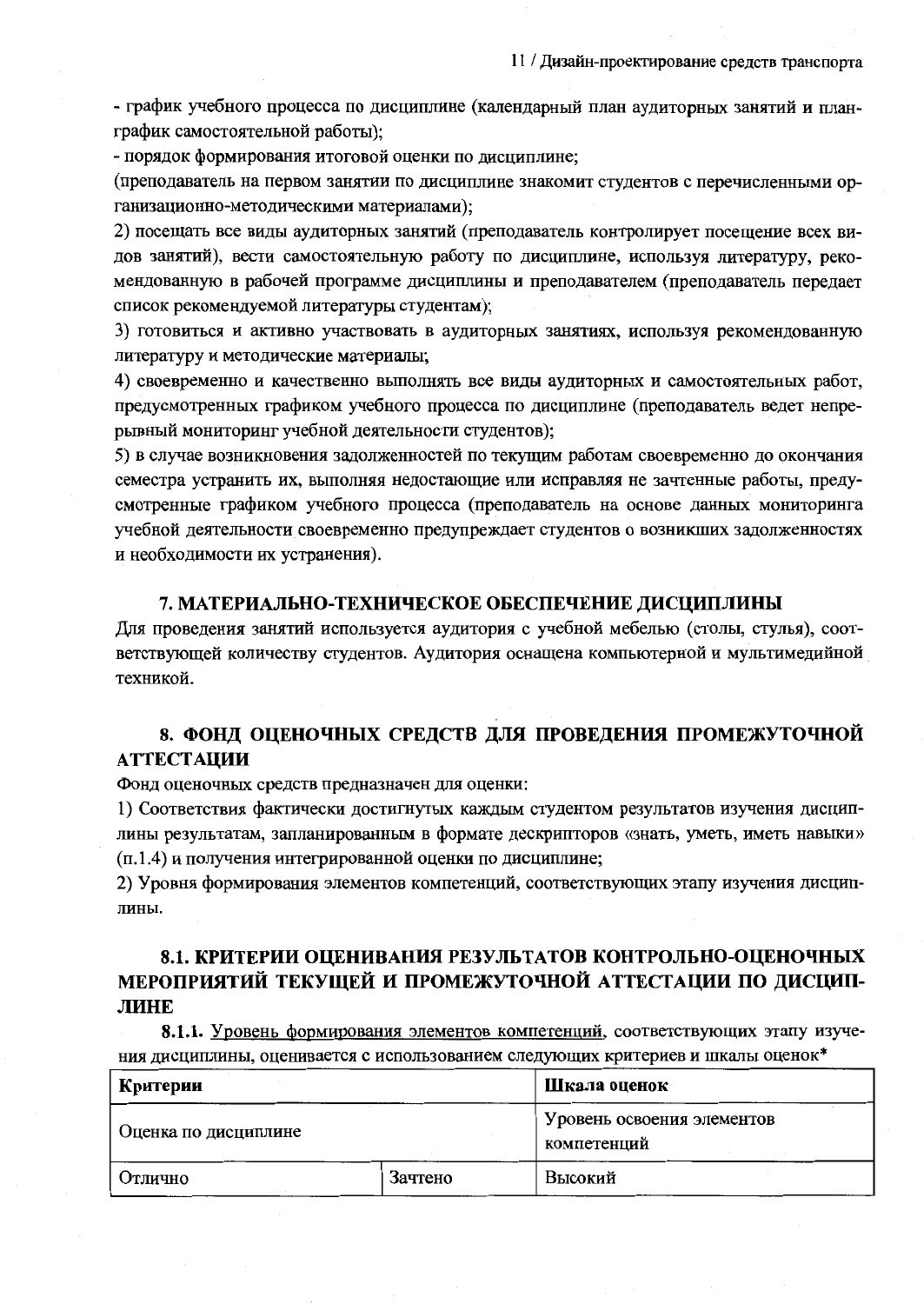- график учебного процесса по дисциплине (календарный план аудиторных занятий и план-график самостоятельной работы);

- порядок формирования итоговой оценки по дисциплине;

(преподаватель на первом занятии по дисциплине знакомит студентов с перечисленными организационно-методическими материалами);

2) посещать все виды аудиторных занятий (преподаватель контролирует посещение всех видов занятий), вести самостоятельную работу по дисциплине, используя литературу, рекомендованную в рабочей программе дисциплины и преподавателем (преподаватель передает список рекомендуемой литературы студентам);

3) готовиться и активно участвовать в аудиторных занятиях, используя рекомендованную литературу и методические материалы;

4) своевременно и качественно выполнять все виды аудиторных и самостоятельных работ, предусмотренных графиком учебного процесса по дисциплине (преподаватель ведет непрерывный мониторинг учебной деятельности студентов);

5) в случае возникновения задолженностей по текущим работам своевременно до окончания семестра устранить их, выполняя недостающие или исправляя не зачтенные работы, предусмотренные графиком учебного процесса (преподаватель на основе данных мониторинга учебной деятельности своевременно предупреждает студентов о возникших задолженностях и необходимости их устранения).

## 7. МАТЕРИАЛЬНО-ТЕХНИЧЕСКОЕ ОБЕСПЕЧЕНИЕ ДИСЦИПЛИНЫ

Для проведения занятий используется аудитория с учебной мебелью (столы, стулья), соответствующей количеству студентов. Аудитория оснащена компьютерной и мультимедийной техникой.

## 8. ФОНД ОЦЕНОЧНЫХ СРЕДСТВ ДЛЯ ПРОВЕДЕНИЯ ПРОМЕЖУТОЧНОЙ АТТЕСТАЦИИ

Фонд оценочных средств предназначен для оценки:

1) Соответствия фактически достигнутых каждым студентом результатов изучения дисциплины результатам, запланированным в формате дескрипторов «знать, уметь, иметь навыки» (п.1.4) и получения интегрированной оценки по дисциплине;

2) Уровня формирования элементов компетенций, соответствующих этапу изучения дисциплины.

### 8.1. КРИТЕРИИ ОЦЕНИВАНИЯ РЕЗУЛЬТАТОВ КОНТРОЛЬНО-ОЦЕНОЧНЫХ МЕРОПРИЯТИЙ ТЕКУЩЕЙ И ПРОМЕЖУТОЧНОЙ АТТЕСТАЦИИ ПО ДИСЦИПЛИНЕ

**8.1.1.** Уровень формирования элементов компетенций, соответствующих этапу изучения дисциплины, оценивается с использованием следующих критериев и шкалы оценок*

| **Критерии** | | **Шкала оценок** |
|---|---|---|
| Оценка по дисциплине | | Уровень освоения элементов компетенций |
| Отлично | Зачтено | Высокий |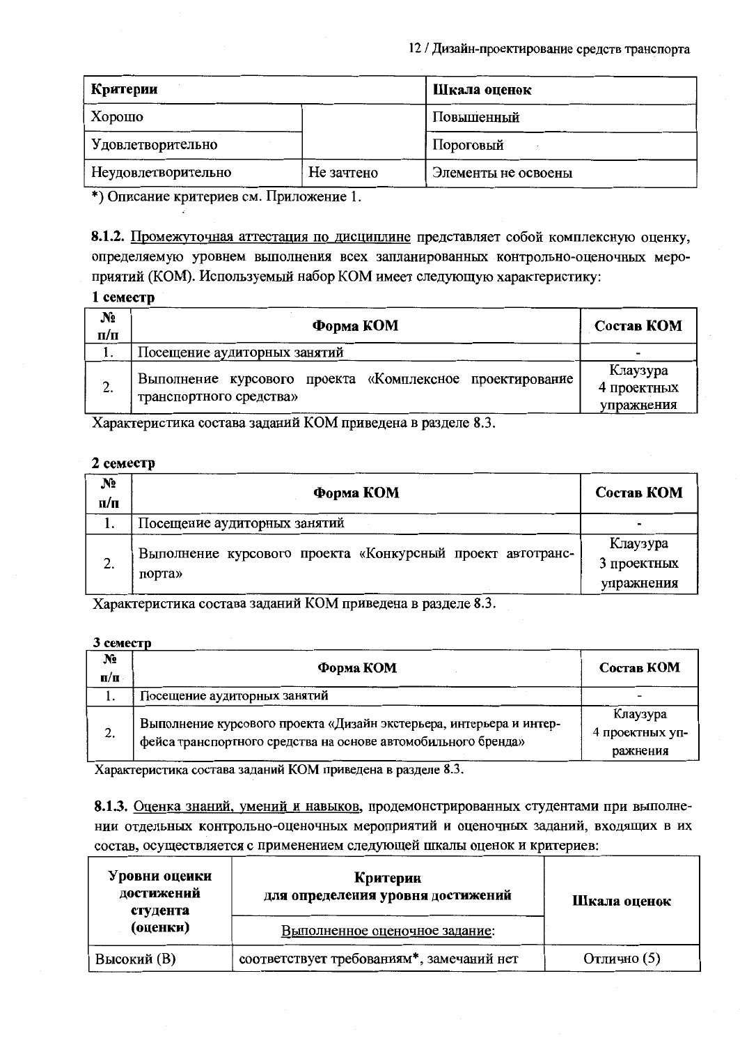| Критерии | | Шкала оценок |
|---|---|---|
| Хорошо | | Повышенный |
| Удовлетворительно | | Пороговый |
| Неудовлетворительно | Не зачтено | Элементы не освоены |

*) Описание критериев см. Приложение 1.

**8.1.2.** Промежуточная аттестация по дисциплине представляет собой комплексную оценку, определяемую уровнем выполнения всех запланированных контрольно-оценочных мероприятий (КОМ). Используемый набор КОМ имеет следующую характеристику:

**1 семестр**

| № п/п | Форма КОМ | Состав КОМ |
|---|---|---|
| 1. | Посещение аудиторных занятий | - |
| 2. | Выполнение курсового проекта «Комплексное проектирование транспортного средства» | Клаузура 4 проектных упражнения |

Характеристика состава заданий КОМ приведена в разделе 8.3.

**2 семестр**

| № п/п | Форма КОМ | Состав КОМ |
|---|---|---|
| 1. | Посещение аудиторных занятий | - |
| 2. | Выполнение курсового проекта «Конкурсный проект автотранспорта» | Клаузура 3 проектных упражнения |

Характеристика состава заданий КОМ приведена в разделе 8.3.

**3 семестр**

| № п/п | Форма КОМ | Состав КОМ |
|---|---|---|
| 1. | Посещение аудиторных занятий | - |
| 2. | Выполнение курсового проекта «Дизайн экстерьера, интерьера и интерфейса транспортного средства на основе автомобильного бренда» | Клаузура 4 проектных упражнения |

Характеристика состава заданий КОМ приведена в разделе 8.3.

**8.1.3.** Оценка знаний, умений и навыков, продемонстрированных студентами при выполнении отдельных контрольно-оценочных мероприятий и оценочных заданий, входящих в их состав, осуществляется с применением следующей шкалы оценок и критериев:

| Уровни оценки достижений студента (оценки) | Критерии для определения уровня достижений | Шкала оценок |
|---|---|---|
| | Выполненное оценочное задание: | |
| Высокий (В) | соответствует требованиям*, замечаний нет | Отлично (5) |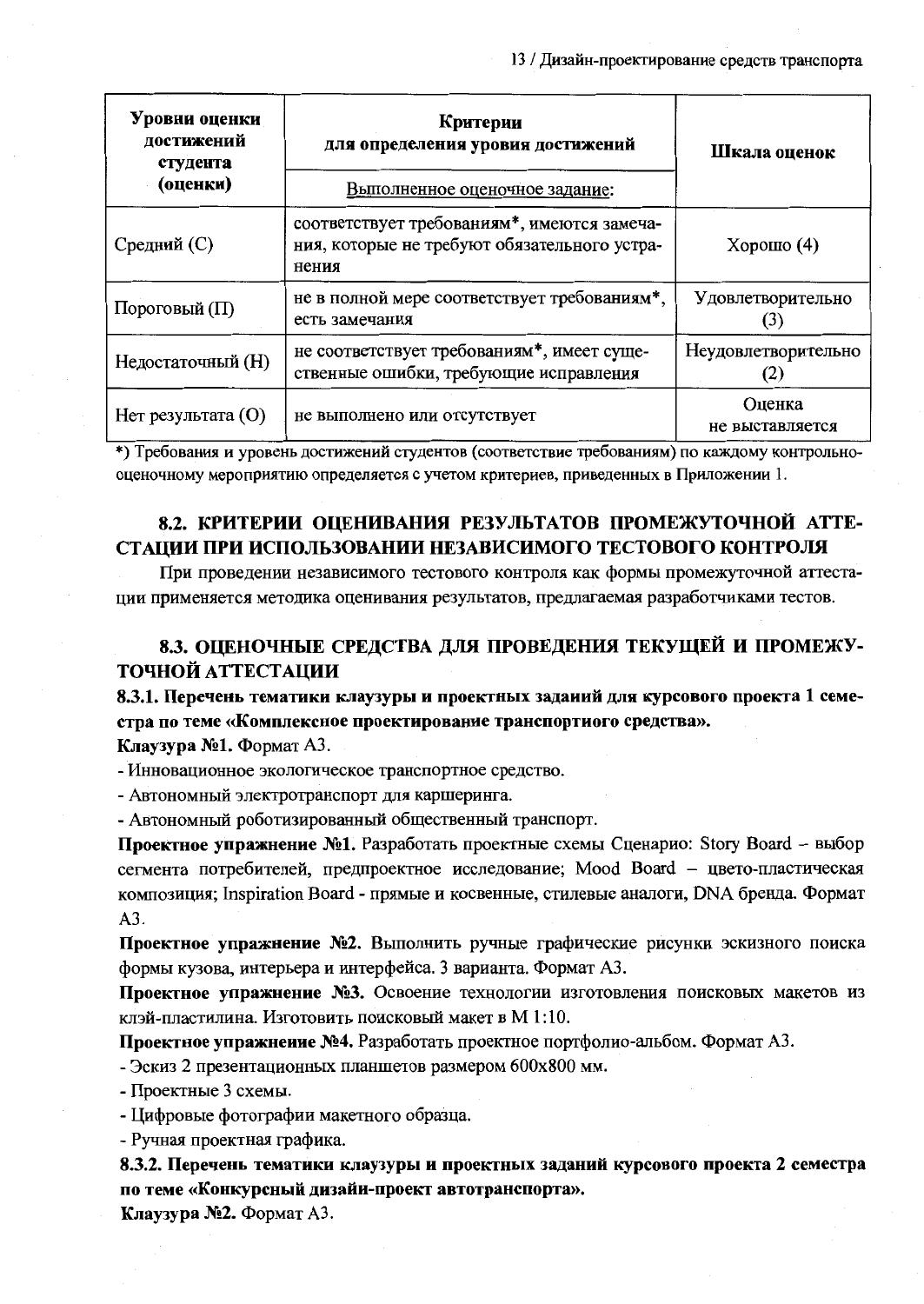| Уровни оценки достижений студента (оценки) | Критерии для определения уровня достижений | Шкала оценок |
|---|---|---|
| | Выполненное оценочное задание: | |
| Средний (С) | соответствует требованиям*, имеются замечания, которые не требуют обязательного устранения | Хорошо (4) |
| Пороговый (П) | не в полной мере соответствует требованиям*, есть замечания | Удовлетворительно (3) |
| Недостаточный (Н) | не соответствует требованиям*, имеет существенные ошибки, требующие исправления | Неудовлетворительно (2) |
| Нет результата (О) | не выполнено или отсутствует | Оценка не выставляется |

*) Требования и уровень достижений студентов (соответствие требованиям) по каждому контрольно-оценочному мероприятию определяется с учетом критериев, приведенных в Приложении 1.

## 8.2. КРИТЕРИИ ОЦЕНИВАНИЯ РЕЗУЛЬТАТОВ ПРОМЕЖУТОЧНОЙ АТТЕСТАЦИИ ПРИ ИСПОЛЬЗОВАНИИ НЕЗАВИСИМОГО ТЕСТОВОГО КОНТРОЛЯ

При проведении независимого тестового контроля как формы промежуточной аттестации применяется методика оценивания результатов, предлагаемая разработчиками тестов.

## 8.3. ОЦЕНОЧНЫЕ СРЕДСТВА ДЛЯ ПРОВЕДЕНИЯ ТЕКУЩЕЙ И ПРОМЕЖУТОЧНОЙ АТТЕСТАЦИИ

### 8.3.1. Перечень тематики клаузуры и проектных заданий для курсового проекта 1 семестра по теме «Комплексное проектирование транспортного средства».

**Клаузура №1.** Формат А3.

- Инновационное экологическое транспортное средство.
- Автономный электротранспорт для каршеринга.
- Автономный роботизированный общественный транспорт.

**Проектное упражнение №1.** Разработать проектные схемы Сценарио: Story Board – выбор сегмента потребителей, предпроектное исследование; Mood Board – цвето-пластическая композиция; Inspiration Board - прямые и косвенные, стилевые аналоги, DNA бренда. Формат А3.

**Проектное упражнение №2.** Выполнить ручные графические рисунки эскизного поиска формы кузова, интерьера и интерфейса. 3 варианта. Формат А3.

**Проектное упражнение №3.** Освоение технологии изготовления поисковых макетов из клэй-пластилина. Изготовить поисковый макет в М 1:10.

**Проектное упражнение №4.** Разработать проектное портфолио-альбом. Формат А3.

- Эскиз 2 презентационных планшетов размером 600x800 мм.
- Проектные 3 схемы.
- Цифровые фотографии макетного образца.
- Ручная проектная графика.

### 8.3.2. Перечень тематики клаузуры и проектных заданий курсового проекта 2 семестра по теме «Конкурсный дизайн-проект автотранспорта».

**Клаузура №2.** Формат А3.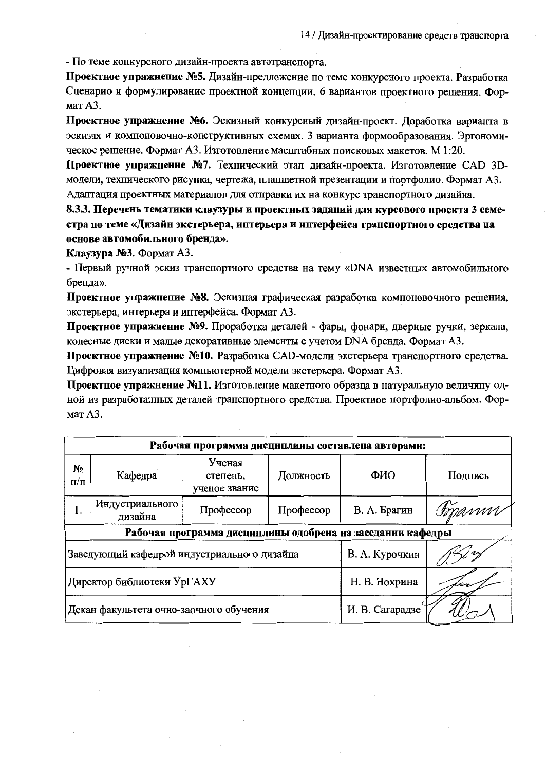- По теме конкурсного дизайн-проекта автотранспорта.

**Проектное упражнение №5.** Дизайн-предложение по теме конкурсного проекта. Разработка Сценарио и формулирование проектной концепции. 6 вариантов проектного решения. Формат А3.

**Проектное упражнение №6.** Эскизный конкурсный дизайн-проект. Доработка варианта в эскизах и компоновочно-конструктивных схемах. 3 варианта формообразования. Эргономическое решение. Формат А3. Изготовление масштабных поисковых макетов. М 1:20.

**Проектное упражнение №7.** Технический этап дизайн-проекта. Изготовление CAD 3D-модели, технического рисунка, чертежа, планшетной презентации и портфолио. Формат А3. Адаптация проектных материалов для отправки их на конкурс транспортного дизайна.

**8.3.3. Перечень тематики клаузуры и проектных заданий для курсового проекта 3 семестра по теме «Дизайн экстерьера, интерьера и интерфейса транспортного средства на основе автомобильного бренда».**

**Клаузура №3.** Формат А3.

- Первый ручной эскиз транспортного средства на тему «DNA известных автомобильного бренда».

**Проектное упражнение №8.** Эскизная графическая разработка компоновочного решения, экстерьера, интерьера и интерфейса. Формат А3.

**Проектное упражнение №9.** Проработка деталей - фары, фонари, дверные ручки, зеркала, колесные диски и малые декоративные элементы с учетом DNA бренда. Формат А3.

**Проектное упражнение №10.** Разработка CAD-модели экстерьера транспортного средства. Цифровая визуализация компьютерной модели экстерьера. Формат А3.

**Проектное упражнение №11.** Изготовление макетного образца в натуральную величину одной из разработанных деталей транспортного средства. Проектное портфолио-альбом. Формат А3.

| **Рабочая программа дисциплины составлена авторами:** | | | | | |
|---|---|---|---|---|---|
| № п/п | Кафедра | Ученая степень, ученое звание | Должность | ФИО | Подпись |
| 1. | Индустриального дизайна | Профессор | Профессор | В. А. Брагин | |
| **Рабочая программа дисциплины одобрена на заседании кафедры** | | | | | |
| Заведующий кафедрой индустриального дизайна | | | | В. А. Курочкин | |
| Директор библиотеки УрГАХУ | | | | Н. В. Нохрина | |
| Декан факультета очно-заочного обучения | | | | И. В. Сагарадзе | |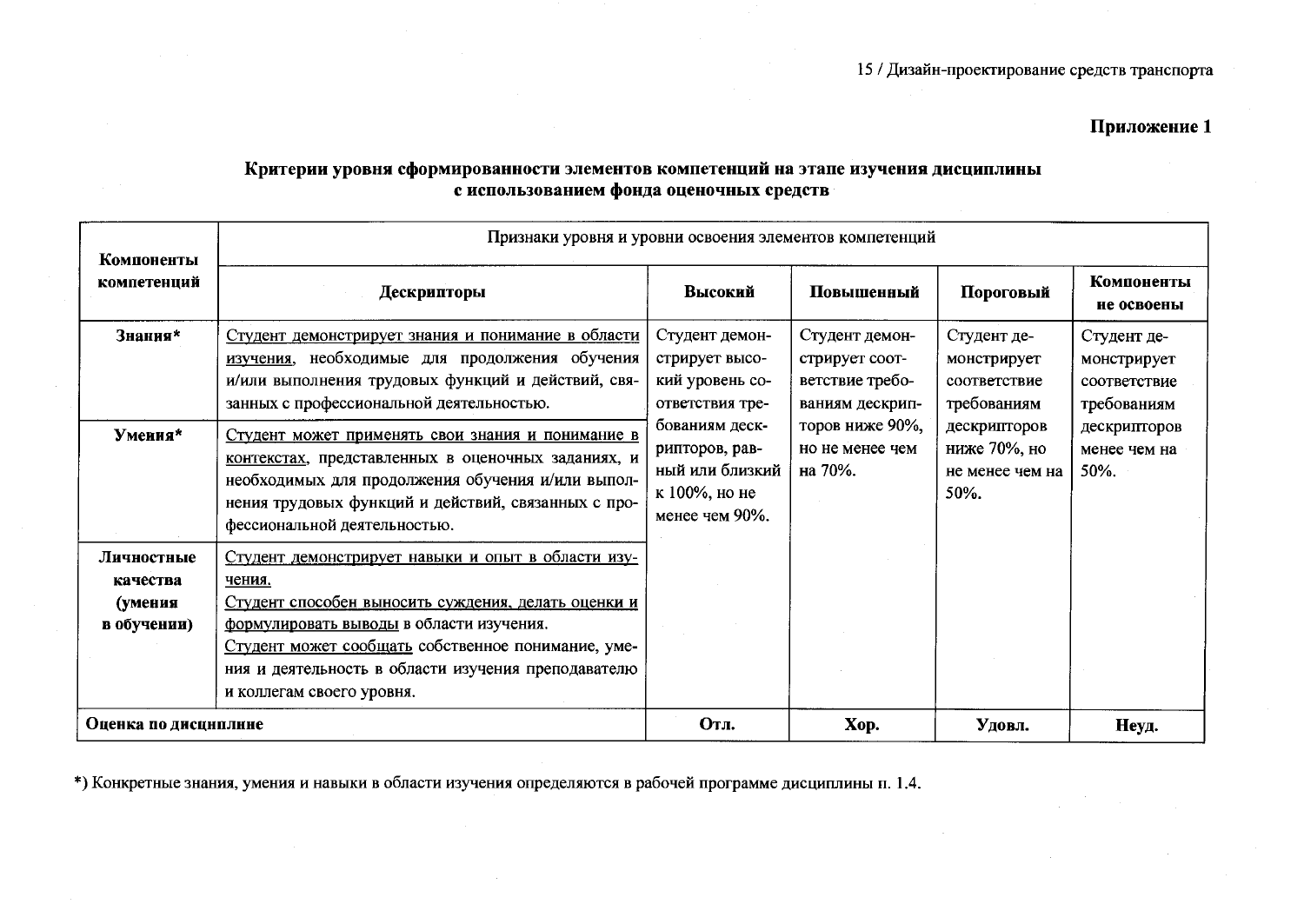**Приложение 1**

## Критерии уровня сформированности элементов компетенций на этапе изучения дисциплины с использованием фонда оценочных средств

| Компоненты компетенций | Признаки уровня и уровни освоения элементов компетенций | | | | |
|---|---|---|---|---|---|
| | **Дескрипторы** | **Высокий** | **Повышенный** | **Пороговый** | **Компоненты не освоены** |
| **Знания*** | Студент демонстрирует знания и понимание в области изучения, необходимые для продолжения обучения и/или выполнения трудовых функций и действий, связанных с профессиональной деятельностью. | Студент демонстрирует высокий уровень соответствия требованиям дескрипторов, равный или близкий к 100%, но не менее чем 90%. | Студент демонстрирует соответствие требованиям дескрипторов ниже 90%, но не менее чем на 70%. | Студент демонстрирует соответствие требованиям дескрипторов ниже 70%, но не менее чем на 50%. | Студент демонстрирует соответствие требованиям дескрипторов менее чем на 50%. |
| **Умения*** | Студент может применять свои знания и понимание в контекстах, представленных в оценочных заданиях, и необходимых для продолжения обучения и/или выполнения трудовых функций и действий, связанных с профессиональной деятельностью. | | | | |
| **Личностные качества (умения в обучении)** | Студент демонстрирует навыки и опыт в области изучения. Студент способен выносить суждения, делать оценки и формулировать выводы в области изучения. Студент может сообщать собственное понимание, умения и деятельность в области изучения преподавателю и коллегам своего уровня. | | | | |
| **Оценка по дисциплине** | | **Отл.** | **Хор.** | **Удовл.** | **Неуд.** |

*) Конкретные знания, умения и навыки в области изучения определяются в рабочей программе дисциплины п. 1.4.